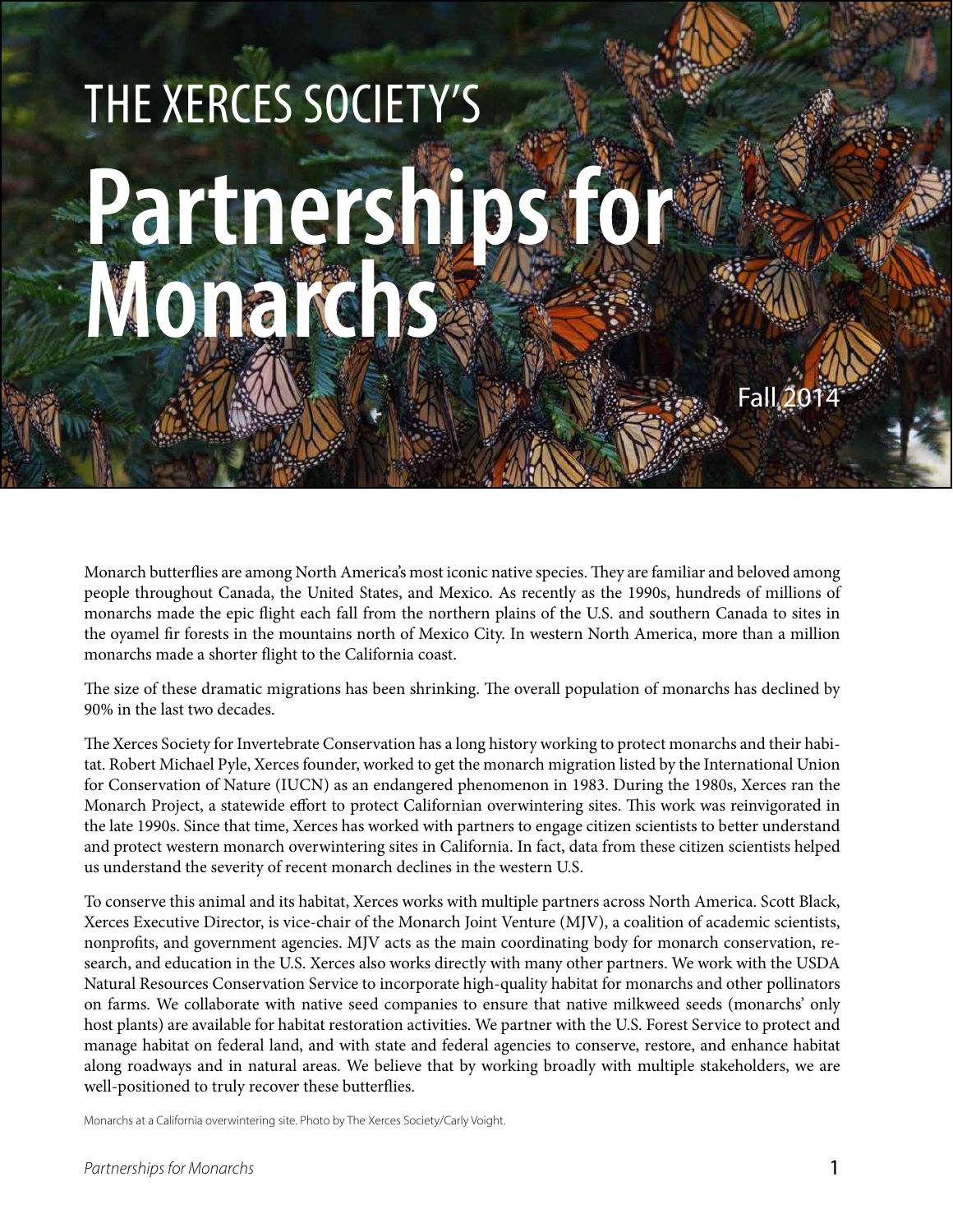THE XERCES SOCIETY'S

# Partnerships for Monarchs

Fall 2014

Monarch butterflies are among North America's most iconic native species. They are familiar and beloved among people throughout Canada, the United States, and Mexico. As recently as the 1990s, hundreds of millions of monarchs made the epic flight each fall from the northern plains of the U.S. and southern Canada to sites in the oyamel fir forests in the mountains north of Mexico City. In western North America, more than a million monarchs made a shorter flight to the California coast.

The size of these dramatic migrations has been shrinking. The overall population of monarchs has declined by 90% in the last two decades.

The Xerces Society for Invertebrate Conservation has a long history working to protect monarchs and their habitat. Robert Michael Pyle, Xerces founder, worked to get the monarch migration listed by the International Union for Conservation of Nature (IUCN) as an endangered phenomenon in 1983. During the 1980s, Xerces ran the Monarch Project, a statewide effort to protect Californian overwintering sites. This work was reinvigorated in the late 1990s. Since that time, Xerces has worked with partners to engage citizen scientists to better understand and protect western monarch overwintering sites in California. In fact, data from these citizen scientists helped us understand the severity of recent monarch declines in the western U.S.

To conserve this animal and its habitat, Xerces works with multiple partners across North America. Scott Black, Xerces Executive Director, is vice-chair of the Monarch Joint Venture (MJV), a coalition of academic scientists, nonprofits, and government agencies. MJV acts as the main coordinating body for monarch conservation, research, and education in the U.S. Xerces also works directly with many other partners. We work with the USDA Natural Resources Conservation Service to incorporate high-quality habitat for monarchs and other pollinators on farms. We collaborate with native seed companies to ensure that native milkweed seeds (monarchs' only host plants) are available for habitat restoration activities. We partner with the U.S. Forest Service to protect and manage habitat on federal land, and with state and federal agencies to conserve, restore, and enhance habitat along roadways and in natural areas. We believe that by working broadly with multiple stakeholders, we are well-positioned to truly recover these butterflies.

Monarchs at a California overwintering site. Photo by The Xerces Society/Carly Voight.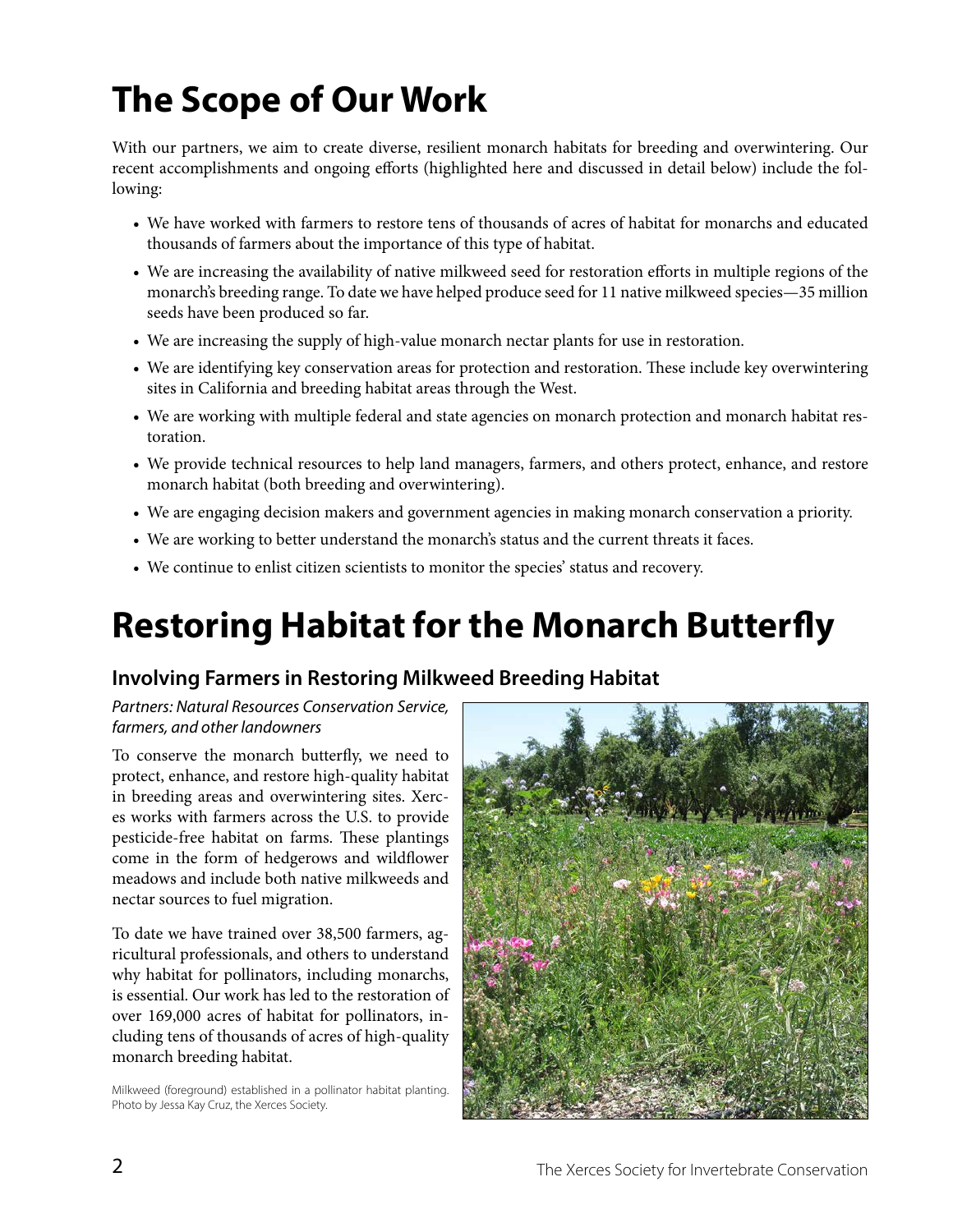# The Scope of Our Work

With our partners, we aim to create diverse, resilient monarch habitats for breeding and overwintering. Our recent accomplishments and ongoing efforts (highlighted here and discussed in detail below) include the following:

- We have worked with farmers to restore tens of thousands of acres of habitat for monarchs and educated thousands of farmers about the importance of this type of habitat.
- We are increasing the availability of native milkweed seed for restoration efforts in multiple regions of the monarch's breeding range. To date we have helped produce seed for 11 native milkweed species—35 million seeds have been produced so far.
- We are increasing the supply of high-value monarch nectar plants for use in restoration.
- We are identifying key conservation areas for protection and restoration. These include key overwintering sites in California and breeding habitat areas through the West.
- We are working with multiple federal and state agencies on monarch protection and monarch habitat restoration.
- We provide technical resources to help land managers, farmers, and others protect, enhance, and restore monarch habitat (both breeding and overwintering).
- We are engaging decision makers and government agencies in making monarch conservation a priority.
- We are working to better understand the monarch's status and the current threats it faces.
- We continue to enlist citizen scientists to monitor the species' status and recovery.

# Restoring Habitat for the Monarch Butterfly

## Involving Farmers in Restoring Milkweed Breeding Habitat

*Partners: Natural Resources Conservation Service, farmers, and other landowners*

To conserve the monarch butterfly, we need to protect, enhance, and restore high-quality habitat in breeding areas and overwintering sites. Xerces works with farmers across the U.S. to provide pesticide-free habitat on farms. These plantings come in the form of hedgerows and wildflower meadows and include both native milkweeds and nectar sources to fuel migration.

To date we have trained over 38,500 farmers, agricultural professionals, and others to understand why habitat for pollinators, including monarchs, is essential. Our work has led to the restoration of over 169,000 acres of habitat for pollinators, including tens of thousands of acres of high-quality monarch breeding habitat.

Milkweed (foreground) established in a pollinator habitat planting. Photo by Jessa Kay Cruz, the Xerces Society.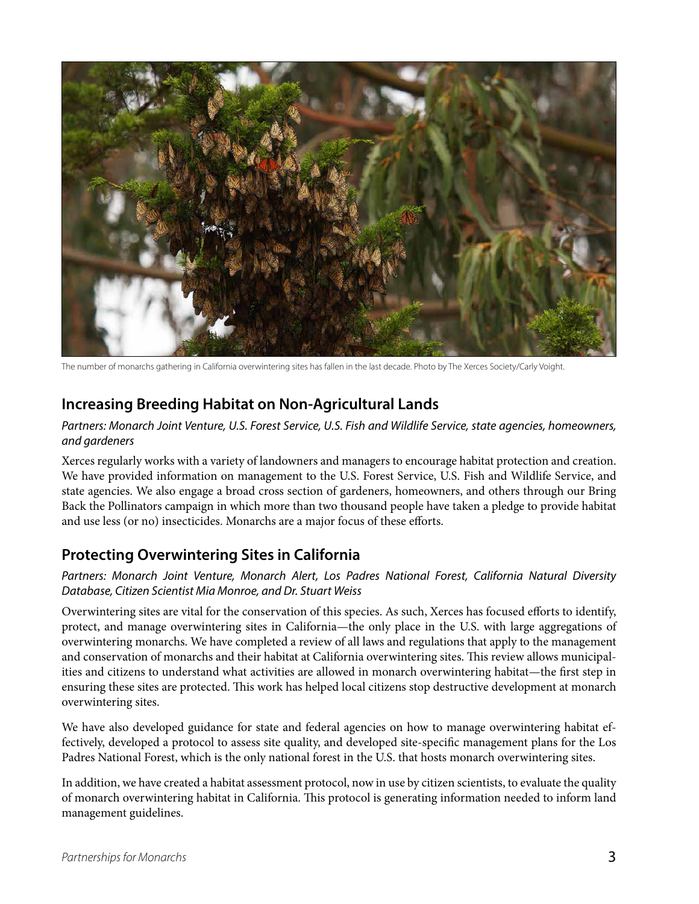The number of monarchs gathering in California overwintering sites has fallen in the last decade. Photo by The Xerces Society/Carly Voight.

## Increasing Breeding Habitat on Non-Agricultural Lands

*Partners: Monarch Joint Venture, U.S. Forest Service, U.S. Fish and Wildlife Service, state agencies, homeowners, and gardeners*

Xerces regularly works with a variety of landowners and managers to encourage habitat protection and creation. We have provided information on management to the U.S. Forest Service, U.S. Fish and Wildlife Service, and state agencies. We also engage a broad cross section of gardeners, homeowners, and others through our Bring Back the Pollinators campaign in which more than two thousand people have taken a pledge to provide habitat and use less (or no) insecticides. Monarchs are a major focus of these efforts.

## Protecting Overwintering Sites in California

*Partners: Monarch Joint Venture, Monarch Alert, Los Padres National Forest, California Natural Diversity Database, Citizen Scientist Mia Monroe, and Dr. Stuart Weiss*

Overwintering sites are vital for the conservation of this species. As such, Xerces has focused efforts to identify, protect, and manage overwintering sites in California—the only place in the U.S. with large aggregations of overwintering monarchs. We have completed a review of all laws and regulations that apply to the management and conservation of monarchs and their habitat at California overwintering sites. This review allows municipalities and citizens to understand what activities are allowed in monarch overwintering habitat—the first step in ensuring these sites are protected. This work has helped local citizens stop destructive development at monarch overwintering sites.

We have also developed guidance for state and federal agencies on how to manage overwintering habitat effectively, developed a protocol to assess site quality, and developed site-specific management plans for the Los Padres National Forest, which is the only national forest in the U.S. that hosts monarch overwintering sites.

In addition, we have created a habitat assessment protocol, now in use by citizen scientists, to evaluate the quality of monarch overwintering habitat in California. This protocol is generating information needed to inform land management guidelines.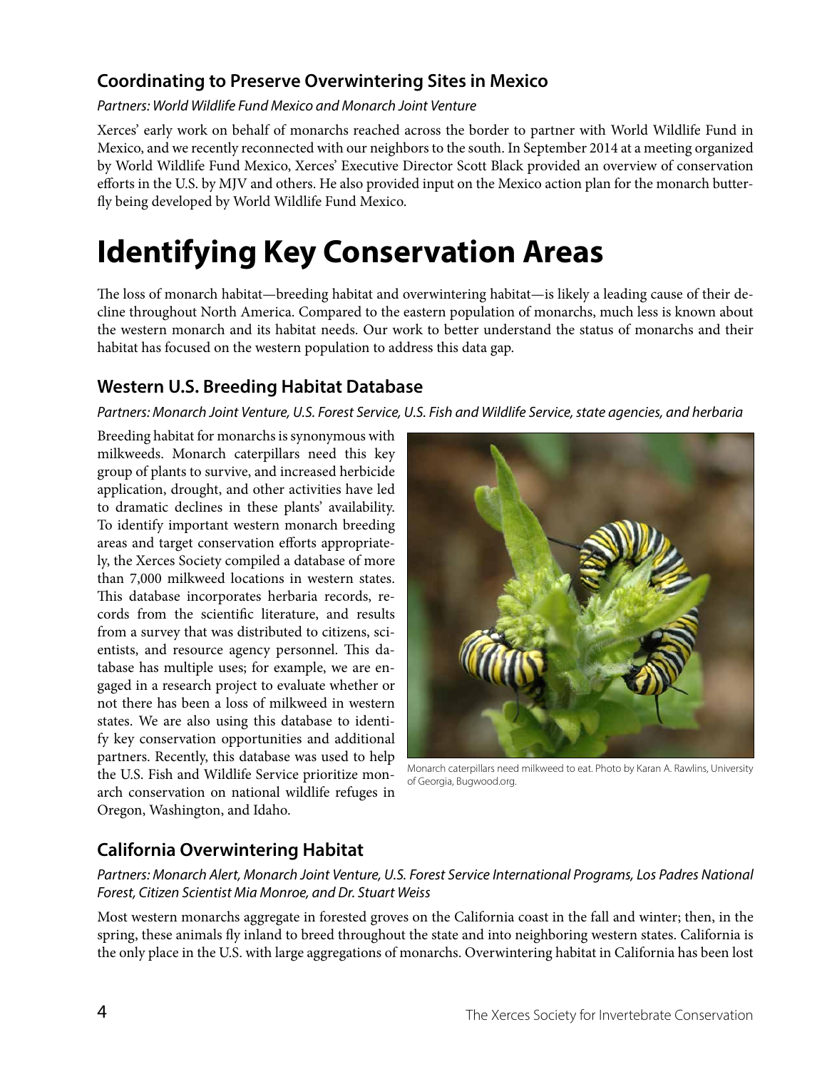### Coordinating to Preserve Overwintering Sites in Mexico

*Partners: World Wildlife Fund Mexico and Monarch Joint Venture*

Xerces' early work on behalf of monarchs reached across the border to partner with World Wildlife Fund in Mexico, and we recently reconnected with our neighbors to the south. In September 2014 at a meeting organized by World Wildlife Fund Mexico, Xerces' Executive Director Scott Black provided an overview of conservation efforts in the U.S. by MJV and others. He also provided input on the Mexico action plan for the monarch butterfly being developed by World Wildlife Fund Mexico.

# Identifying Key Conservation Areas

The loss of monarch habitat—breeding habitat and overwintering habitat—is likely a leading cause of their decline throughout North America. Compared to the eastern population of monarchs, much less is known about the western monarch and its habitat needs. Our work to better understand the status of monarchs and their habitat has focused on the western population to address this data gap.

### Western U.S. Breeding Habitat Database

*Partners: Monarch Joint Venture, U.S. Forest Service, U.S. Fish and Wildlife Service, state agencies, and herbaria*

Breeding habitat for monarchs is synonymous with milkweeds. Monarch caterpillars need this key group of plants to survive, and increased herbicide application, drought, and other activities have led to dramatic declines in these plants' availability. To identify important western monarch breeding areas and target conservation efforts appropriately, the Xerces Society compiled a database of more than 7,000 milkweed locations in western states. This database incorporates herbaria records, records from the scientific literature, and results from a survey that was distributed to citizens, scientists, and resource agency personnel. This database has multiple uses; for example, we are engaged in a research project to evaluate whether or not there has been a loss of milkweed in western states. We are also using this database to identify key conservation opportunities and additional partners. Recently, this database was used to help the U.S. Fish and Wildlife Service prioritize monarch conservation on national wildlife refuges in Oregon, Washington, and Idaho.

Monarch caterpillars need milkweed to eat. Photo by Karan A. Rawlins, University of Georgia, Bugwood.org.

### California Overwintering Habitat

*Partners: Monarch Alert, Monarch Joint Venture, U.S. Forest Service International Programs, Los Padres National Forest, Citizen Scientist Mia Monroe, and Dr. Stuart Weiss*

Most western monarchs aggregate in forested groves on the California coast in the fall and winter; then, in the spring, these animals fly inland to breed throughout the state and into neighboring western states. California is the only place in the U.S. with large aggregations of monarchs. Overwintering habitat in California has been lost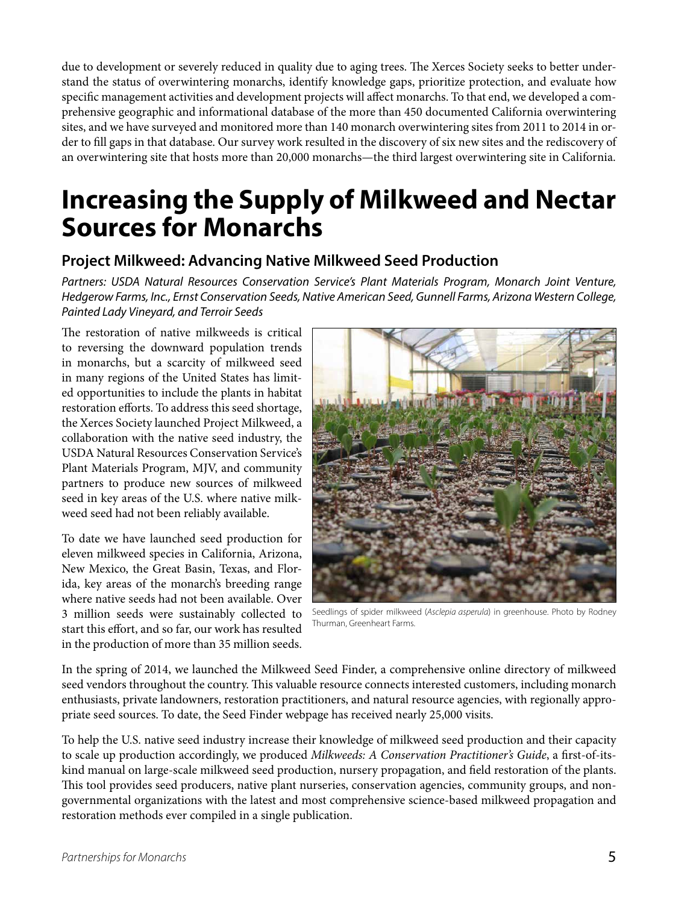due to development or severely reduced in quality due to aging trees. The Xerces Society seeks to better understand the status of overwintering monarchs, identify knowledge gaps, prioritize protection, and evaluate how specific management activities and development projects will affect monarchs. To that end, we developed a comprehensive geographic and informational database of the more than 450 documented California overwintering sites, and we have surveyed and monitored more than 140 monarch overwintering sites from 2011 to 2014 in order to fill gaps in that database. Our survey work resulted in the discovery of six new sites and the rediscovery of an overwintering site that hosts more than 20,000 monarchs—the third largest overwintering site in California.

# Increasing the Supply of Milkweed and Nectar Sources for Monarchs

## Project Milkweed: Advancing Native Milkweed Seed Production

*Partners: USDA Natural Resources Conservation Service's Plant Materials Program, Monarch Joint Venture, Hedgerow Farms, Inc., Ernst Conservation Seeds, Native American Seed, Gunnell Farms, Arizona Western College, Painted Lady Vineyard, and Terroir Seeds*

The restoration of native milkweeds is critical to reversing the downward population trends in monarchs, but a scarcity of milkweed seed in many regions of the United States has limited opportunities to include the plants in habitat restoration efforts. To address this seed shortage, the Xerces Society launched Project Milkweed, a collaboration with the native seed industry, the USDA Natural Resources Conservation Service's Plant Materials Program, MJV, and community partners to produce new sources of milkweed seed in key areas of the U.S. where native milkweed seed had not been reliably available.

To date we have launched seed production for eleven milkweed species in California, Arizona, New Mexico, the Great Basin, Texas, and Florida, key areas of the monarch's breeding range where native seeds had not been available. Over 3 million seeds were sustainably collected to start this effort, and so far, our work has resulted in the production of more than 35 million seeds.

Seedlings of spider milkweed (*Asclepia asperula*) in greenhouse. Photo by Rodney Thurman, Greenheart Farms.

In the spring of 2014, we launched the Milkweed Seed Finder, a comprehensive online directory of milkweed seed vendors throughout the country. This valuable resource connects interested customers, including monarch enthusiasts, private landowners, restoration practitioners, and natural resource agencies, with regionally appropriate seed sources. To date, the Seed Finder webpage has received nearly 25,000 visits.

To help the U.S. native seed industry increase their knowledge of milkweed seed production and their capacity to scale up production accordingly, we produced *Milkweeds: A Conservation Practitioner's Guide*, a first-of-its-kind manual on large-scale milkweed seed production, nursery propagation, and field restoration of the plants. This tool provides seed producers, native plant nurseries, conservation agencies, community groups, and non-governmental organizations with the latest and most comprehensive science-based milkweed propagation and restoration methods ever compiled in a single publication.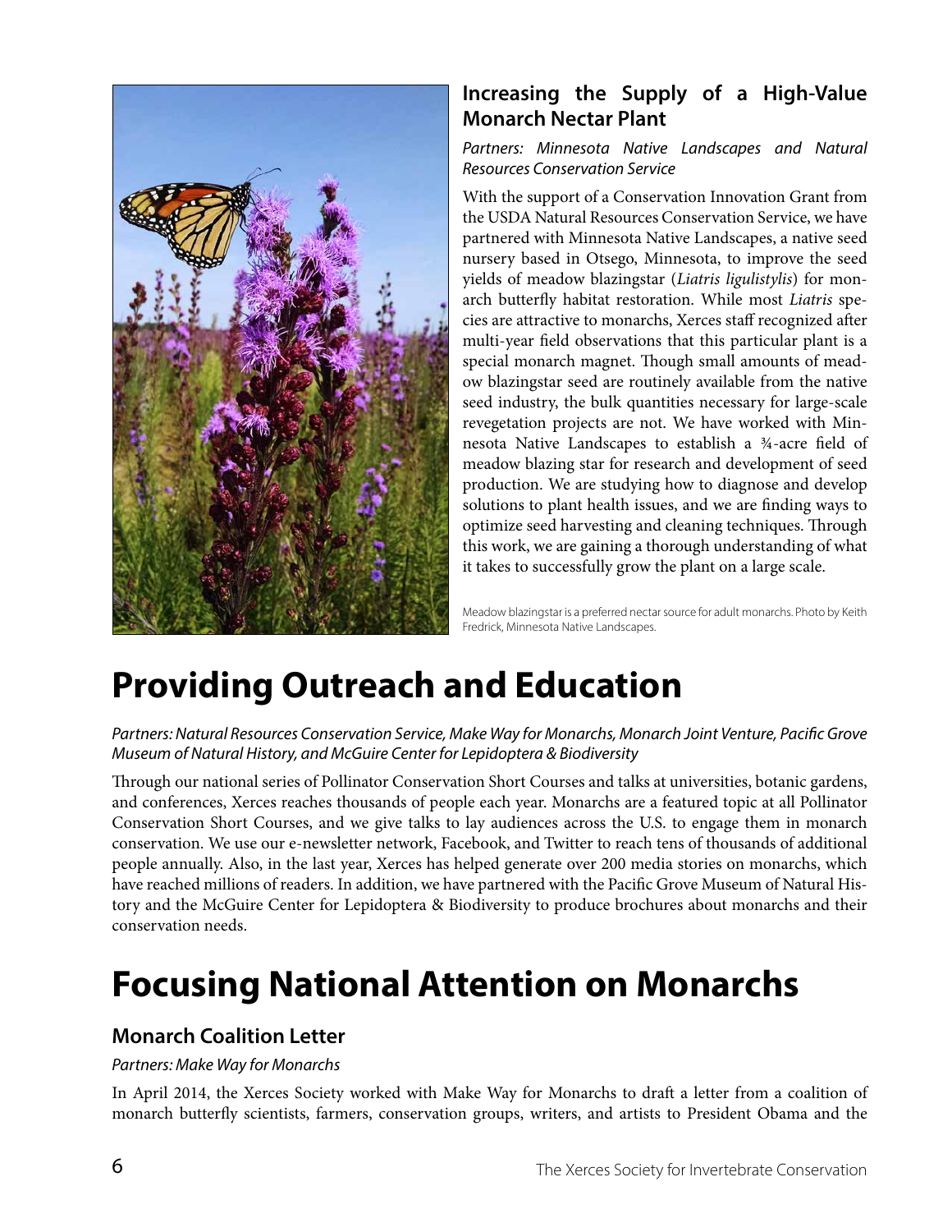### Increasing the Supply of a High-Value Monarch Nectar Plant

*Partners: Minnesota Native Landscapes and Natural Resources Conservation Service*

With the support of a Conservation Innovation Grant from the USDA Natural Resources Conservation Service, we have partnered with Minnesota Native Landscapes, a native seed nursery based in Otsego, Minnesota, to improve the seed yields of meadow blazingstar (*Liatris ligulistylis*) for monarch butterfly habitat restoration. While most *Liatris* species are attractive to monarchs, Xerces staff recognized after multi-year field observations that this particular plant is a special monarch magnet. Though small amounts of meadow blazingstar seed are routinely available from the native seed industry, the bulk quantities necessary for large-scale revegetation projects are not. We have worked with Minnesota Native Landscapes to establish a ¾-acre field of meadow blazing star for research and development of seed production. We are studying how to diagnose and develop solutions to plant health issues, and we are finding ways to optimize seed harvesting and cleaning techniques. Through this work, we are gaining a thorough understanding of what it takes to successfully grow the plant on a large scale.

Meadow blazingstar is a preferred nectar source for adult monarchs. Photo by Keith Fredrick, Minnesota Native Landscapes.

# Providing Outreach and Education

*Partners: Natural Resources Conservation Service, Make Way for Monarchs, Monarch Joint Venture, Pacific Grove Museum of Natural History, and McGuire Center for Lepidoptera & Biodiversity*

Through our national series of Pollinator Conservation Short Courses and talks at universities, botanic gardens, and conferences, Xerces reaches thousands of people each year. Monarchs are a featured topic at all Pollinator Conservation Short Courses, and we give talks to lay audiences across the U.S. to engage them in monarch conservation. We use our e-newsletter network, Facebook, and Twitter to reach tens of thousands of additional people annually. Also, in the last year, Xerces has helped generate over 200 media stories on monarchs, which have reached millions of readers. In addition, we have partnered with the Pacific Grove Museum of Natural History and the McGuire Center for Lepidoptera & Biodiversity to produce brochures about monarchs and their conservation needs.

# Focusing National Attention on Monarchs

### Monarch Coalition Letter

*Partners: Make Way for Monarchs*

In April 2014, the Xerces Society worked with Make Way for Monarchs to draft a letter from a coalition of monarch butterfly scientists, farmers, conservation groups, writers, and artists to President Obama and the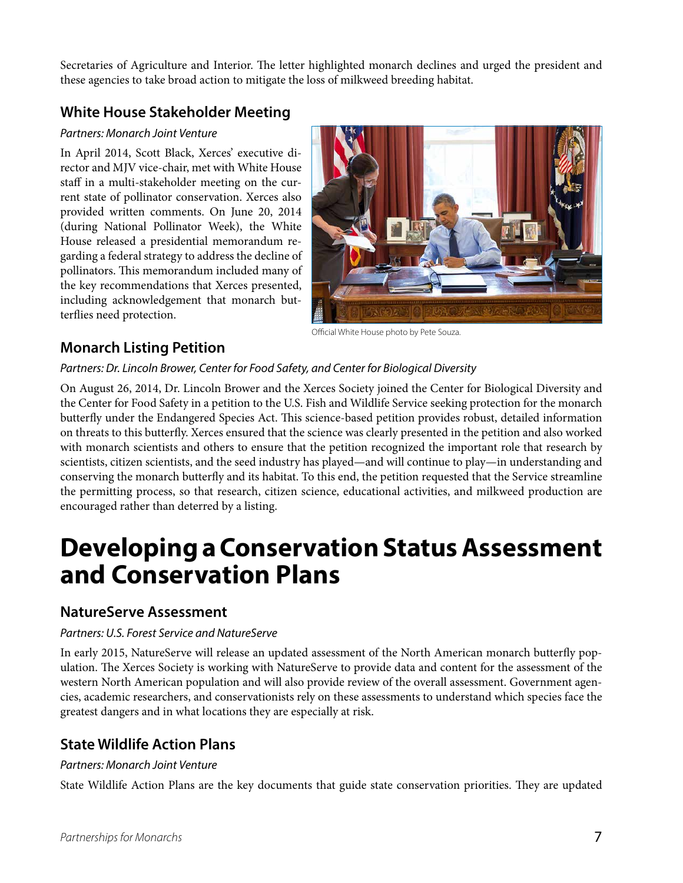Secretaries of Agriculture and Interior. The letter highlighted monarch declines and urged the president and these agencies to take broad action to mitigate the loss of milkweed breeding habitat.

### White House Stakeholder Meeting

*Partners: Monarch Joint Venture*

In April 2014, Scott Black, Xerces' executive director and MJV vice-chair, met with White House staff in a multi-stakeholder meeting on the current state of pollinator conservation. Xerces also provided written comments. On June 20, 2014 (during National Pollinator Week), the White House released a presidential memorandum regarding a federal strategy to address the decline of pollinators. This memorandum included many of the key recommendations that Xerces presented, including acknowledgement that monarch butterflies need protection.

Official White House photo by Pete Souza.

### Monarch Listing Petition

*Partners: Dr. Lincoln Brower, Center for Food Safety, and Center for Biological Diversity*

On August 26, 2014, Dr. Lincoln Brower and the Xerces Society joined the Center for Biological Diversity and the Center for Food Safety in a petition to the U.S. Fish and Wildlife Service seeking protection for the monarch butterfly under the Endangered Species Act. This science-based petition provides robust, detailed information on threats to this butterfly. Xerces ensured that the science was clearly presented in the petition and also worked with monarch scientists and others to ensure that the petition recognized the important role that research by scientists, citizen scientists, and the seed industry has played—and will continue to play—in understanding and conserving the monarch butterfly and its habitat. To this end, the petition requested that the Service streamline the permitting process, so that research, citizen science, educational activities, and milkweed production are encouraged rather than deterred by a listing.

# Developing a Conservation Status Assessment and Conservation Plans

### NatureServe Assessment

*Partners: U.S. Forest Service and NatureServe*

In early 2015, NatureServe will release an updated assessment of the North American monarch butterfly population. The Xerces Society is working with NatureServe to provide data and content for the assessment of the western North American population and will also provide review of the overall assessment. Government agencies, academic researchers, and conservationists rely on these assessments to understand which species face the greatest dangers and in what locations they are especially at risk.

### State Wildlife Action Plans

*Partners: Monarch Joint Venture*

State Wildlife Action Plans are the key documents that guide state conservation priorities. They are updated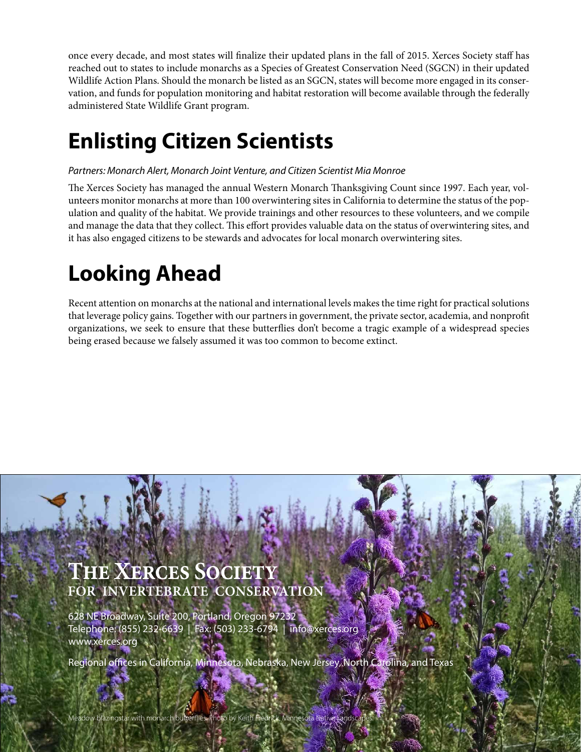once every decade, and most states will finalize their updated plans in the fall of 2015. Xerces Society staff has reached out to states to include monarchs as a Species of Greatest Conservation Need (SGCN) in their updated Wildlife Action Plans. Should the monarch be listed as an SGCN, states will become more engaged in its conservation, and funds for population monitoring and habitat restoration will become available through the federally administered State Wildlife Grant program.

# Enlisting Citizen Scientists

*Partners: Monarch Alert, Monarch Joint Venture, and Citizen Scientist Mia Monroe*

The Xerces Society has managed the annual Western Monarch Thanksgiving Count since 1997. Each year, volunteers monitor monarchs at more than 100 overwintering sites in California to determine the status of the population and quality of the habitat. We provide trainings and other resources to these volunteers, and we compile and manage the data that they collect. This effort provides valuable data on the status of overwintering sites, and it has also engaged citizens to be stewards and advocates for local monarch overwintering sites.

# Looking Ahead

Recent attention on monarchs at the national and international levels makes the time right for practical solutions that leverage policy gains. Together with our partners in government, the private sector, academia, and nonprofit organizations, we seek to ensure that these butterflies don't become a tragic example of a widespread species being erased because we falsely assumed it was too common to become extinct.

**THE XERCES SOCIETY**
**FOR INVERTEBRATE CONSERVATION**

628 NE Broadway, Suite 200, Portland, Oregon 97232
Telephone: (855) 232-6639 | Fax: (503) 233-6794 | info@xerces.org
www.xerces.org

Regional offices in California, Minnesota, Nebraska, New Jersey, North Carolina, and Texas

Meadow blazingstar with monarch butterflies. Photo by Keith Fredrick, Minnesota Native Landscapes.